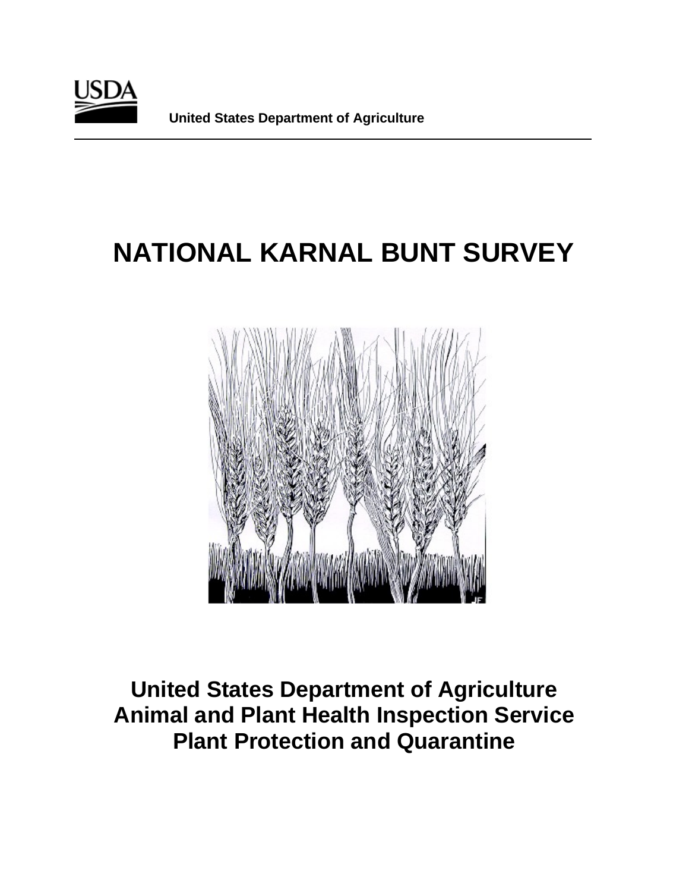USDA

**United States Department of Agriculture**

# NATIONAL KARNAL BUNT SURVEY

**United States Department of Agriculture**
**Animal and Plant Health Inspection Service**
**Plant Protection and Quarantine**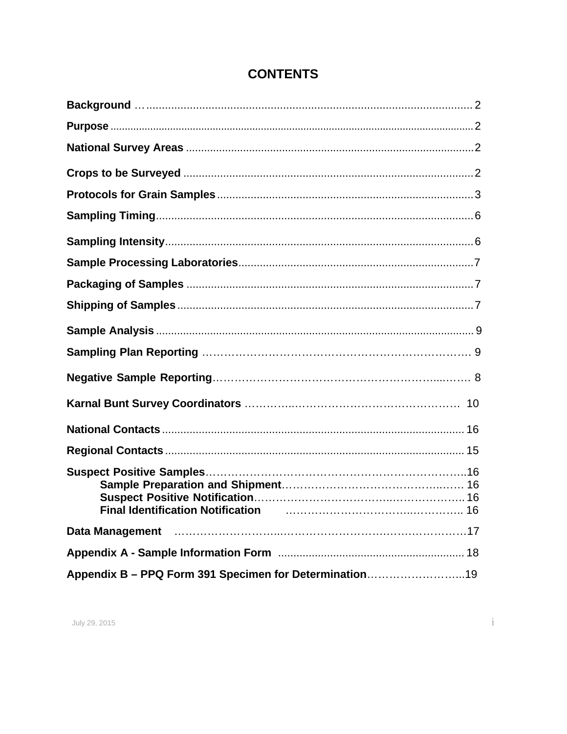# CONTENTS

| | |
|---|---|
| **Background** | 2 |
| **Purpose** | 2 |
| **National Survey Areas** | 2 |
| **Crops to be Surveyed** | 2 |
| **Protocols for Grain Samples** | 3 |
| **Sampling Timing** | 6 |
| **Sampling Intensity** | 6 |
| **Sample Processing Laboratories** | 7 |
| **Packaging of Samples** | 7 |
| **Shipping of Samples** | 7 |
| **Sample Analysis** | 9 |
| **Sampling Plan Reporting** | 9 |
| **Negative Sample Reporting** | 8 |
| **Karnal Bunt Survey Coordinators** | 10 |
| **National Contacts** | 16 |
| **Regional Contacts** | 15 |
| **Suspect Positive Samples** | 16 |
| &nbsp;&nbsp;&nbsp;&nbsp;**Sample Preparation and Shipment** | 16 |
| &nbsp;&nbsp;&nbsp;&nbsp;**Suspect Positive Notification** | 16 |
| &nbsp;&nbsp;&nbsp;&nbsp;**Final Identification Notification** | 16 |
| **Data Management** | 17 |
| **Appendix A - Sample Information Form** | 18 |
| **Appendix B – PPQ Form 391 Specimen for Determination** | 19 |

July 29, 2015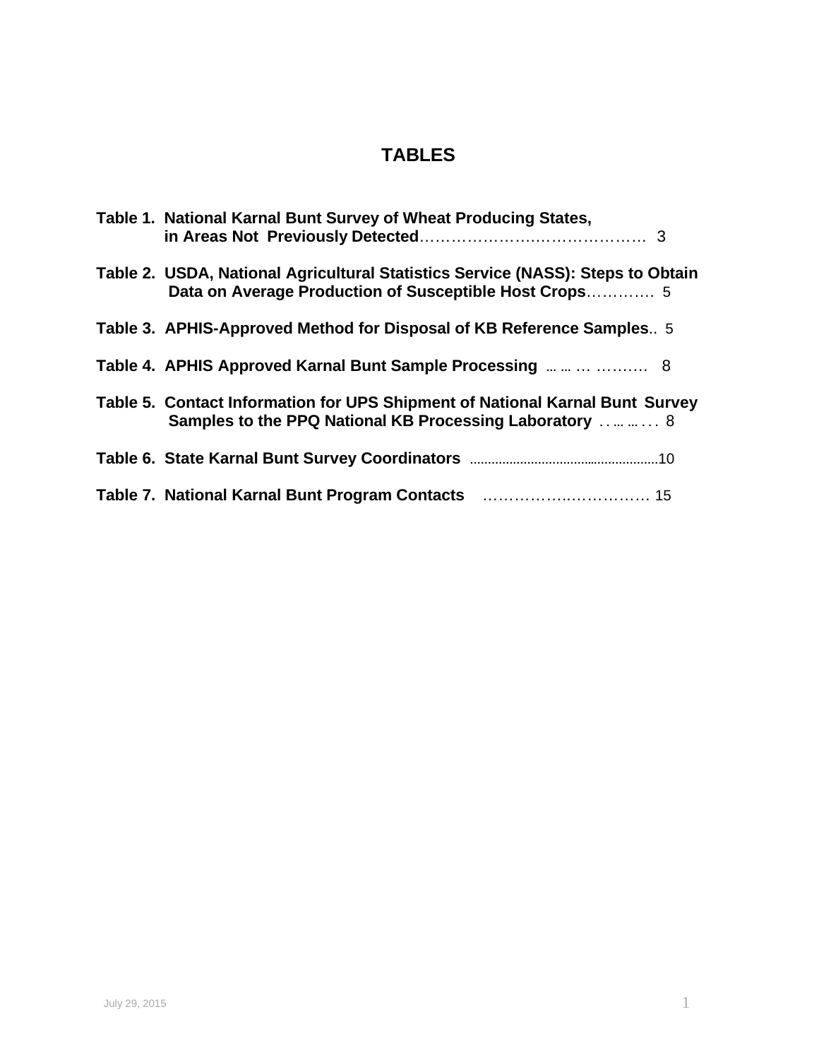# TABLES

**Table 1. National Karnal Bunt Survey of Wheat Producing States, in Areas Not Previously Detected**……………………….…………….…. 3

**Table 2. USDA, National Agricultural Statistics Service (NASS): Steps to Obtain Data on Average Production of Susceptible Host Crops**…………. 5

**Table 3. APHIS-Approved Method for Disposal of KB Reference Samples**.. 5

**Table 4. APHIS Approved Karnal Bunt Sample Processing** … … … ………. 8

**Table 5. Contact Information for UPS Shipment of National Karnal Bunt Survey Samples to the PPQ National KB Processing Laboratory** . . … … . . . 8

**Table 6. State Karnal Bunt Survey Coordinators** ……………………………………………10

**Table 7. National Karnal Bunt Program Contacts** …………….…………… 15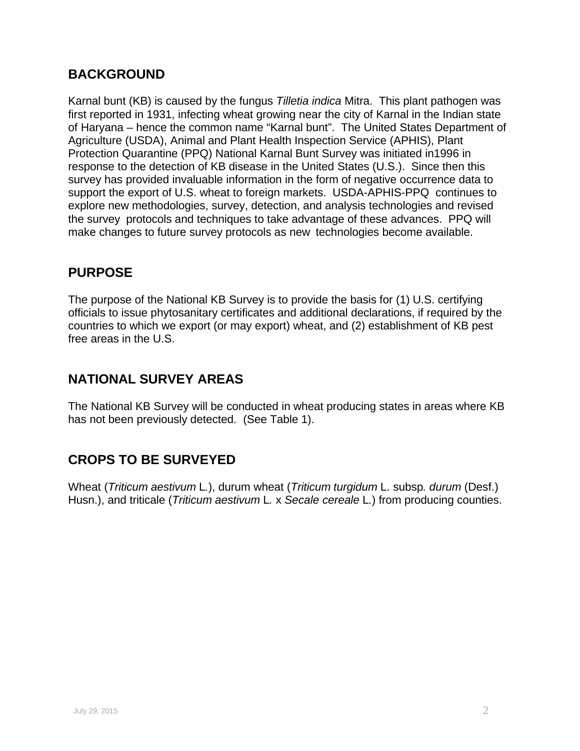## BACKGROUND

Karnal bunt (KB) is caused by the fungus *Tilletia indica* Mitra. This plant pathogen was first reported in 1931, infecting wheat growing near the city of Karnal in the Indian state of Haryana – hence the common name "Karnal bunt". The United States Department of Agriculture (USDA), Animal and Plant Health Inspection Service (APHIS), Plant Protection Quarantine (PPQ) National Karnal Bunt Survey was initiated in1996 in response to the detection of KB disease in the United States (U.S.). Since then this survey has provided invaluable information in the form of negative occurrence data to support the export of U.S. wheat to foreign markets. USDA-APHIS-PPQ continues to explore new methodologies, survey, detection, and analysis technologies and revised the survey protocols and techniques to take advantage of these advances. PPQ will make changes to future survey protocols as new technologies become available.

## PURPOSE

The purpose of the National KB Survey is to provide the basis for (1) U.S. certifying officials to issue phytosanitary certificates and additional declarations, if required by the countries to which we export (or may export) wheat, and (2) establishment of KB pest free areas in the U.S.

## NATIONAL SURVEY AREAS

The National KB Survey will be conducted in wheat producing states in areas where KB has not been previously detected. (See Table 1).

## CROPS TO BE SURVEYED

Wheat (*Triticum aestivum* L.), durum wheat (*Triticum turgidum* L. subsp*. durum* (Desf.) Husn.), and triticale (*Triticum aestivum* L. x *Secale cereale* L.) from producing counties.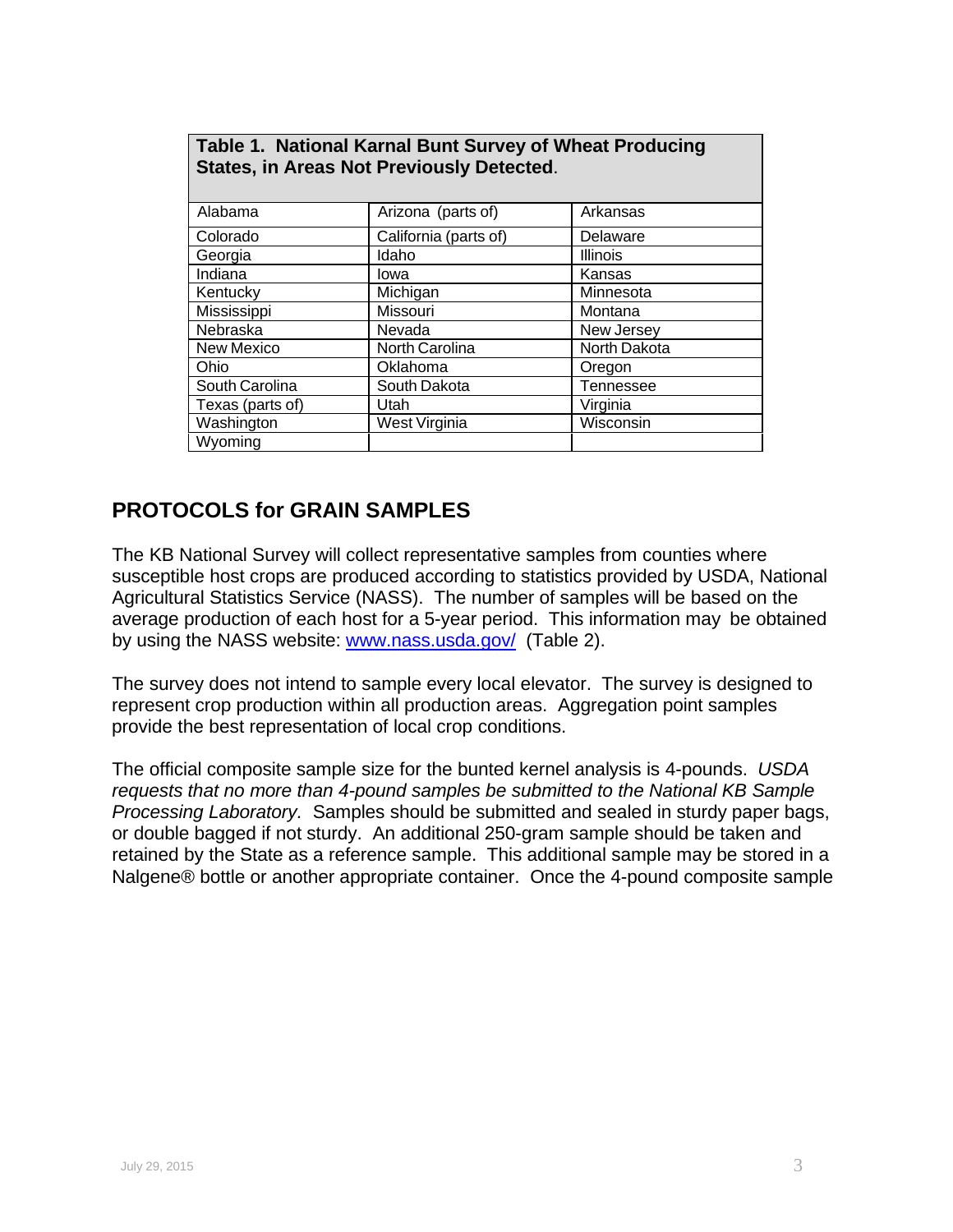| Table 1. National Karnal Bunt Survey of Wheat Producing States, in Areas Not Previously Detected. | | |
|---|---|---|
| Alabama | Arizona (parts of) | Arkansas |
| Colorado | California (parts of) | Delaware |
| Georgia | Idaho | Illinois |
| Indiana | Iowa | Kansas |
| Kentucky | Michigan | Minnesota |
| Mississippi | Missouri | Montana |
| Nebraska | Nevada | New Jersey |
| New Mexico | North Carolina | North Dakota |
| Ohio | Oklahoma | Oregon |
| South Carolina | South Dakota | Tennessee |
| Texas (parts of) | Utah | Virginia |
| Washington | West Virginia | Wisconsin |
| Wyoming | | |

## PROTOCOLS for GRAIN SAMPLES

The KB National Survey will collect representative samples from counties where susceptible host crops are produced according to statistics provided by USDA, National Agricultural Statistics Service (NASS). The number of samples will be based on the average production of each host for a 5-year period. This information may be obtained by using the NASS website: [www.nass.usda.gov/](http://www.nass.usda.gov/) (Table 2).

The survey does not intend to sample every local elevator. The survey is designed to represent crop production within all production areas. Aggregation point samples provide the best representation of local crop conditions.

The official composite sample size for the bunted kernel analysis is 4-pounds. *USDA requests that no more than 4-pound samples be submitted to the National KB Sample Processing Laboratory.* Samples should be submitted and sealed in sturdy paper bags, or double bagged if not sturdy. An additional 250-gram sample should be taken and retained by the State as a reference sample. This additional sample may be stored in a Nalgene® bottle or another appropriate container. Once the 4-pound composite sample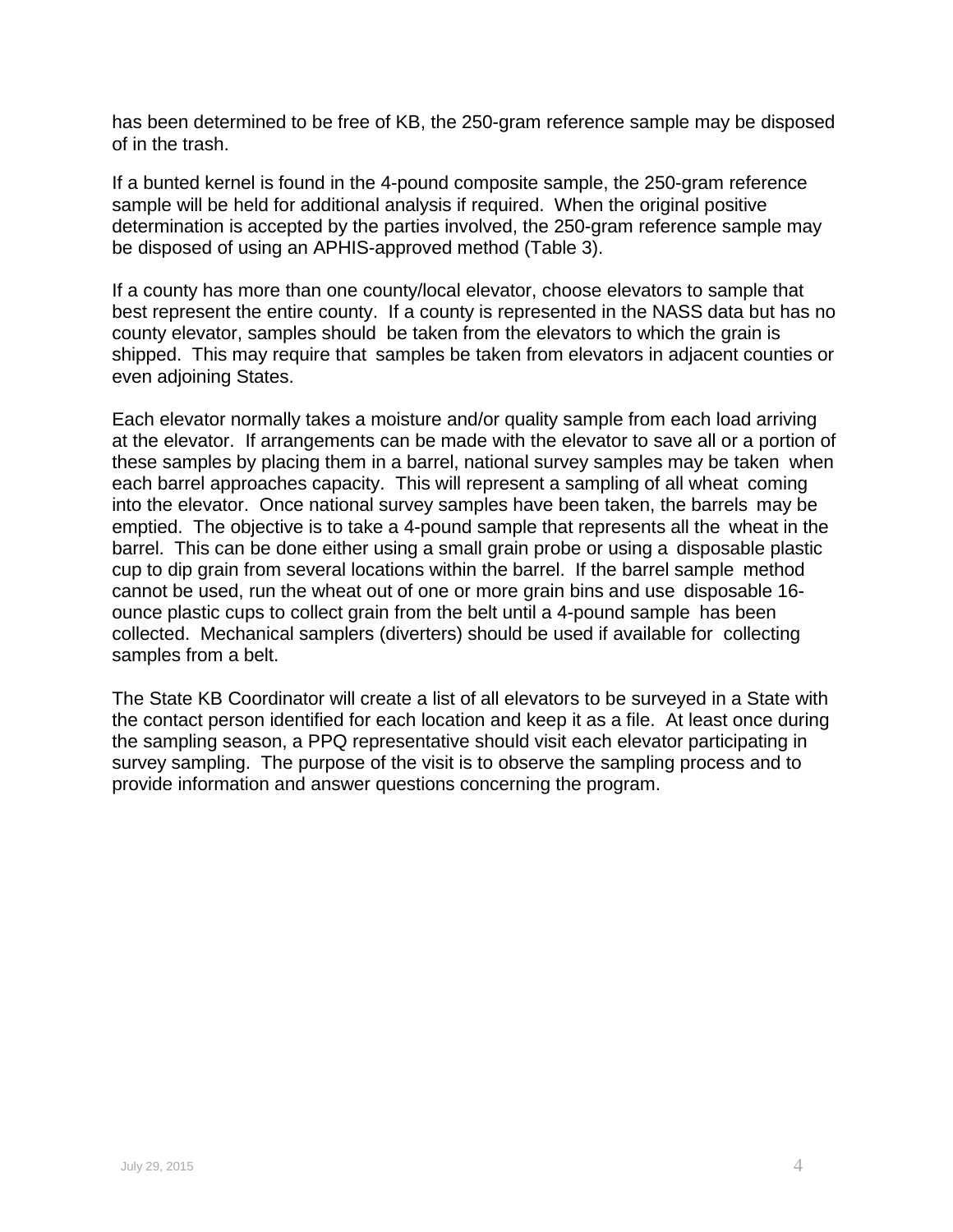has been determined to be free of KB, the 250-gram reference sample may be disposed of in the trash.

If a bunted kernel is found in the 4-pound composite sample, the 250-gram reference sample will be held for additional analysis if required. When the original positive determination is accepted by the parties involved, the 250-gram reference sample may be disposed of using an APHIS-approved method (Table 3).

If a county has more than one county/local elevator, choose elevators to sample that best represent the entire county. If a county is represented in the NASS data but has no county elevator, samples should be taken from the elevators to which the grain is shipped. This may require that samples be taken from elevators in adjacent counties or even adjoining States.

Each elevator normally takes a moisture and/or quality sample from each load arriving at the elevator. If arrangements can be made with the elevator to save all or a portion of these samples by placing them in a barrel, national survey samples may be taken when each barrel approaches capacity. This will represent a sampling of all wheat coming into the elevator. Once national survey samples have been taken, the barrels may be emptied. The objective is to take a 4-pound sample that represents all the wheat in the barrel. This can be done either using a small grain probe or using a disposable plastic cup to dip grain from several locations within the barrel. If the barrel sample method cannot be used, run the wheat out of one or more grain bins and use disposable 16-ounce plastic cups to collect grain from the belt until a 4-pound sample has been collected. Mechanical samplers (diverters) should be used if available for collecting samples from a belt.

The State KB Coordinator will create a list of all elevators to be surveyed in a State with the contact person identified for each location and keep it as a file. At least once during the sampling season, a PPQ representative should visit each elevator participating in survey sampling. The purpose of the visit is to observe the sampling process and to provide information and answer questions concerning the program.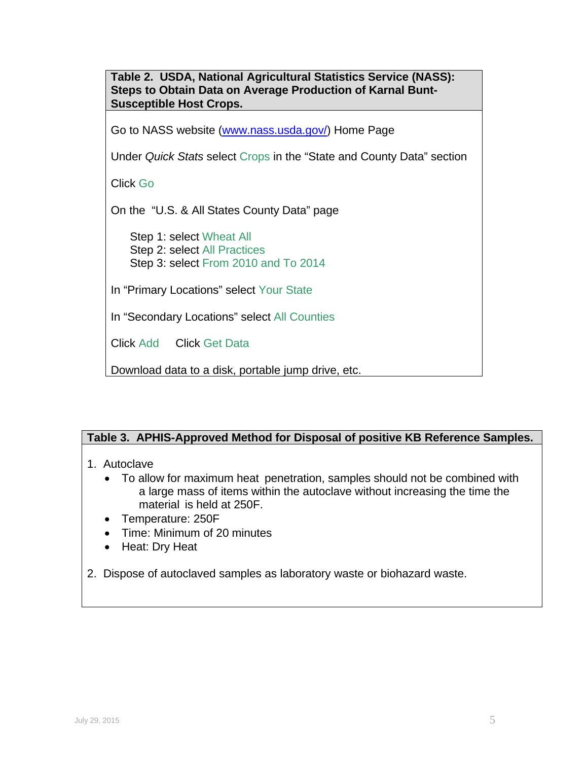**Table 2. USDA, National Agricultural Statistics Service (NASS): Steps to Obtain Data on Average Production of Karnal Bunt-Susceptible Host Crops.**

Go to NASS website (www.nass.usda.gov/) Home Page

Under *Quick Stats* select Crops in the "State and County Data" section

Click Go

On the "U.S. & All States County Data" page

Step 1: select Wheat All
Step 2: select All Practices
Step 3: select From 2010 and To 2014

In "Primary Locations" select Your State

In "Secondary Locations" select All Counties

Click Add  Click Get Data

Download data to a disk, portable jump drive, etc.

**Table 3. APHIS-Approved Method for Disposal of positive KB Reference Samples.**

1. Autoclave
   - To allow for maximum heat penetration, samples should not be combined with a large mass of items within the autoclave without increasing the time the material is held at 250F.
   - Temperature: 250F
   - Time: Minimum of 20 minutes
   - Heat: Dry Heat

2. Dispose of autoclaved samples as laboratory waste or biohazard waste.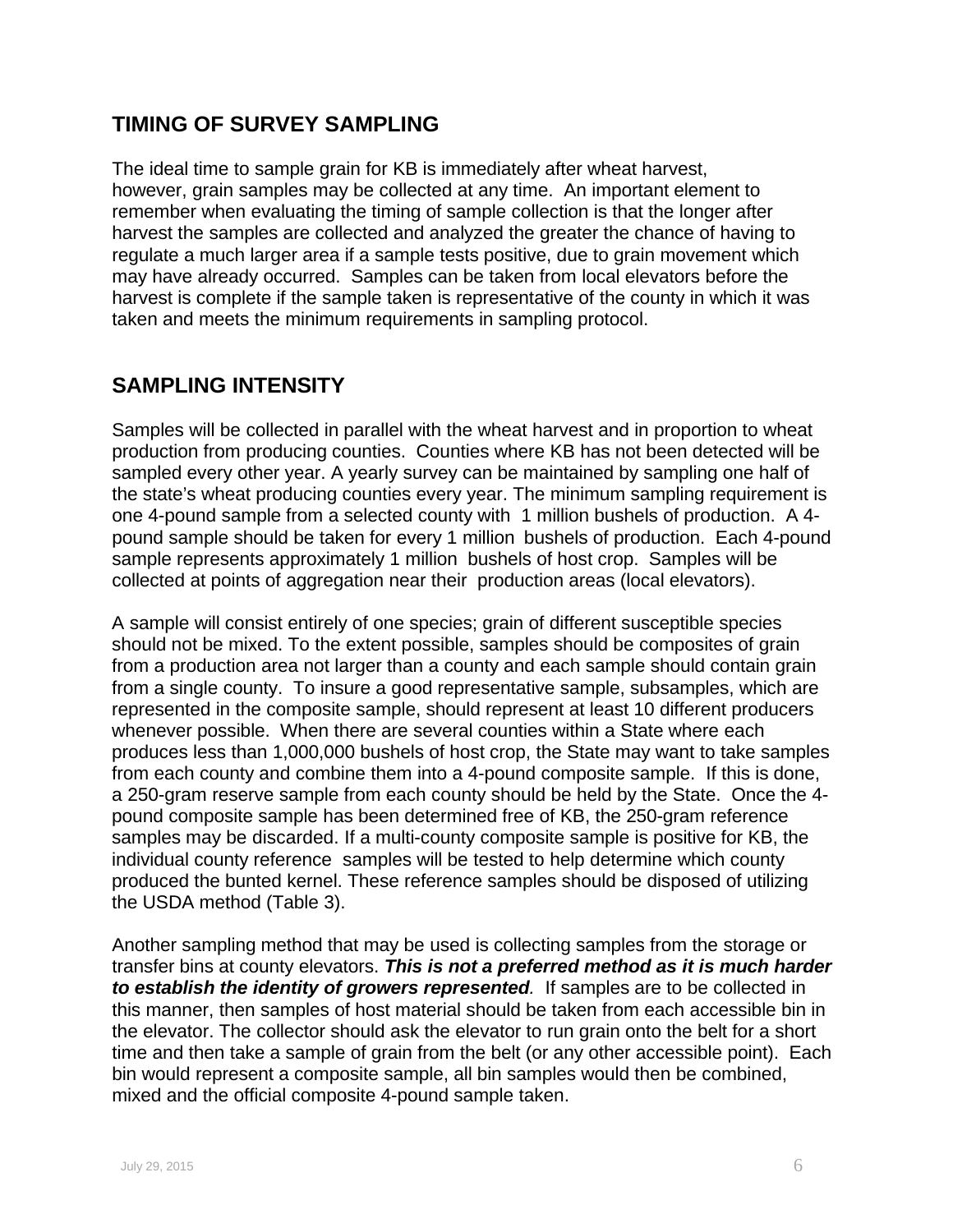## TIMING OF SURVEY SAMPLING

The ideal time to sample grain for KB is immediately after wheat harvest, however, grain samples may be collected at any time. An important element to remember when evaluating the timing of sample collection is that the longer after harvest the samples are collected and analyzed the greater the chance of having to regulate a much larger area if a sample tests positive, due to grain movement which may have already occurred. Samples can be taken from local elevators before the harvest is complete if the sample taken is representative of the county in which it was taken and meets the minimum requirements in sampling protocol.

## SAMPLING INTENSITY

Samples will be collected in parallel with the wheat harvest and in proportion to wheat production from producing counties. Counties where KB has not been detected will be sampled every other year. A yearly survey can be maintained by sampling one half of the state's wheat producing counties every year. The minimum sampling requirement is one 4-pound sample from a selected county with 1 million bushels of production. A 4-pound sample should be taken for every 1 million bushels of production. Each 4-pound sample represents approximately 1 million bushels of host crop. Samples will be collected at points of aggregation near their production areas (local elevators).

A sample will consist entirely of one species; grain of different susceptible species should not be mixed. To the extent possible, samples should be composites of grain from a production area not larger than a county and each sample should contain grain from a single county. To insure a good representative sample, subsamples, which are represented in the composite sample, should represent at least 10 different producers whenever possible. When there are several counties within a State where each produces less than 1,000,000 bushels of host crop, the State may want to take samples from each county and combine them into a 4-pound composite sample. If this is done, a 250-gram reserve sample from each county should be held by the State. Once the 4-pound composite sample has been determined free of KB, the 250-gram reference samples may be discarded. If a multi-county composite sample is positive for KB, the individual county reference samples will be tested to help determine which county produced the bunted kernel. These reference samples should be disposed of utilizing the USDA method (Table 3).

Another sampling method that may be used is collecting samples from the storage or transfer bins at county elevators. ***This is not a preferred method as it is much harder to establish the identity of growers represented***. If samples are to be collected in this manner, then samples of host material should be taken from each accessible bin in the elevator. The collector should ask the elevator to run grain onto the belt for a short time and then take a sample of grain from the belt (or any other accessible point). Each bin would represent a composite sample, all bin samples would then be combined, mixed and the official composite 4-pound sample taken.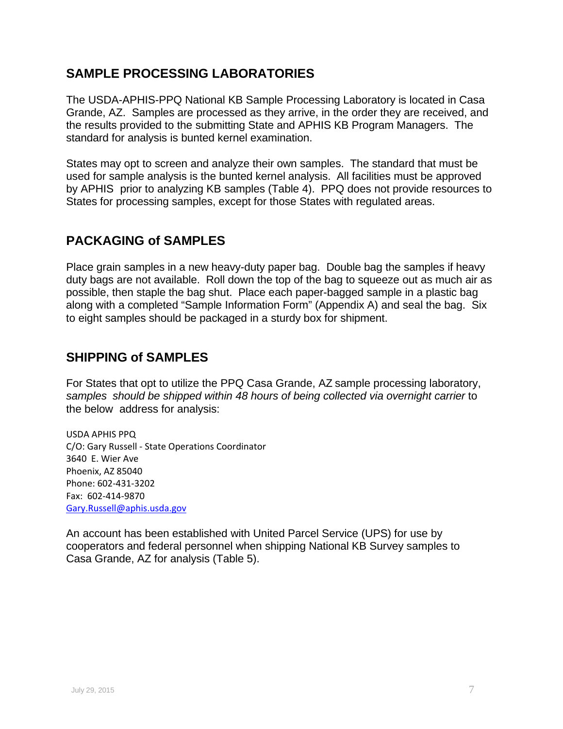## SAMPLE PROCESSING LABORATORIES

The USDA-APHIS-PPQ National KB Sample Processing Laboratory is located in Casa Grande, AZ. Samples are processed as they arrive, in the order they are received, and the results provided to the submitting State and APHIS KB Program Managers. The standard for analysis is bunted kernel examination.

States may opt to screen and analyze their own samples. The standard that must be used for sample analysis is the bunted kernel analysis. All facilities must be approved by APHIS prior to analyzing KB samples (Table 4). PPQ does not provide resources to States for processing samples, except for those States with regulated areas.

## PACKAGING of SAMPLES

Place grain samples in a new heavy-duty paper bag. Double bag the samples if heavy duty bags are not available. Roll down the top of the bag to squeeze out as much air as possible, then staple the bag shut. Place each paper-bagged sample in a plastic bag along with a completed "Sample Information Form" (Appendix A) and seal the bag. Six to eight samples should be packaged in a sturdy box for shipment.

## SHIPPING of SAMPLES

For States that opt to utilize the PPQ Casa Grande, AZ sample processing laboratory, *samples should be shipped within 48 hours of being collected via overnight carrier* to the below address for analysis:

USDA APHIS PPQ
C/O: Gary Russell - State Operations Coordinator
3640 E. Wier Ave
Phoenix, AZ 85040
Phone: 602-431-3202
Fax: 602-414-9870
Gary.Russell@aphis.usda.gov

An account has been established with United Parcel Service (UPS) for use by cooperators and federal personnel when shipping National KB Survey samples to Casa Grande, AZ for analysis (Table 5).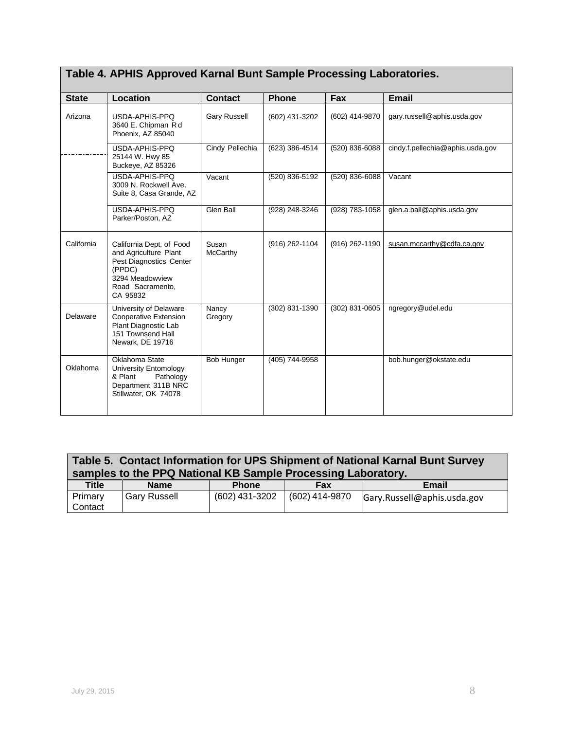**Table 4. APHIS Approved Karnal Bunt Sample Processing Laboratories.**

| State | Location | Contact | Phone | Fax | Email |
|---|---|---|---|---|---|
| Arizona | USDA-APHIS-PPQ 3640 E. Chipman Rd Phoenix, AZ 85040 | Gary Russell | (602) 431-3202 | (602) 414-9870 | gary.russell@aphis.usda.gov |
| | USDA-APHIS-PPQ 25144 W. Hwy 85 Buckeye, AZ 85326 | Cindy Pellechia | (623) 386-4514 | (520) 836-6088 | cindy.f.pellechia@aphis.usda.gov |
| | USDA-APHIS-PPQ 3009 N. Rockwell Ave. Suite 8, Casa Grande, AZ | Vacant | (520) 836-5192 | (520) 836-6088 | Vacant |
| | USDA-APHIS-PPQ Parker/Poston, AZ | Glen Ball | (928) 248-3246 | (928) 783-1058 | glen.a.ball@aphis.usda.gov |
| California | California Dept. of Food and Agriculture Plant Pest Diagnostics Center (PPDC) 3294 Meadowview Road Sacramento, CA 95832 | Susan McCarthy | (916) 262-1104 | (916) 262-1190 | susan.mccarthy@cdfa.ca.gov |
| Delaware | University of Delaware Cooperative Extension Plant Diagnostic Lab 151 Townsend Hall Newark, DE 19716 | Nancy Gregory | (302) 831-1390 | (302) 831-0605 | ngregory@udel.edu |
| Oklahoma | Oklahoma State University Entomology & Plant Pathology Department 311B NRC Stillwater, OK 74078 | Bob Hunger | (405) 744-9958 | | bob.hunger@okstate.edu |

**Table 5. Contact Information for UPS Shipment of National Karnal Bunt Survey samples to the PPQ National KB Sample Processing Laboratory.**

| Title | Name | Phone | Fax | Email |
|---|---|---|---|---|
| Primary Contact | Gary Russell | (602) 431-3202 | (602) 414-9870 | Gary.Russell@aphis.usda.gov |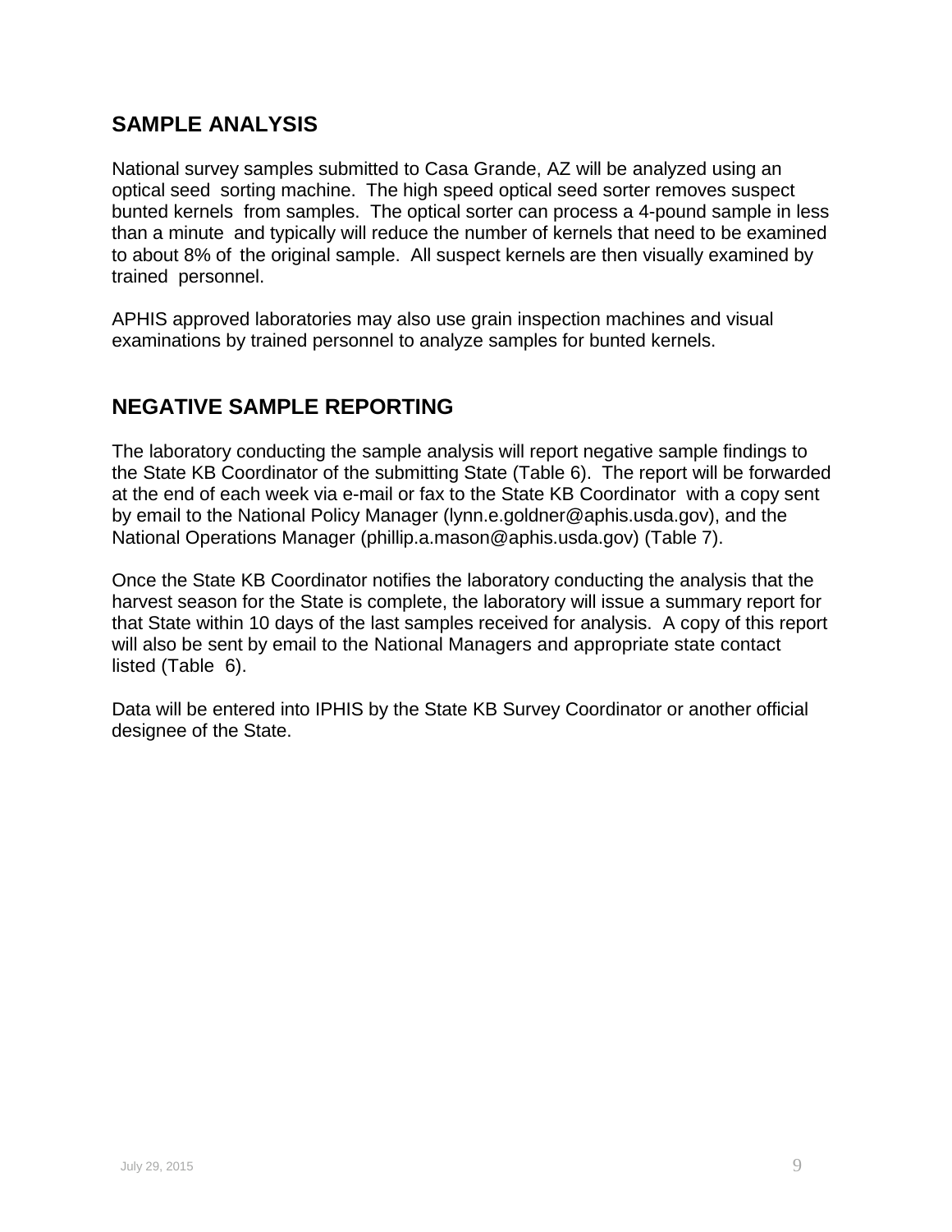## SAMPLE ANALYSIS

National survey samples submitted to Casa Grande, AZ will be analyzed using an optical seed sorting machine. The high speed optical seed sorter removes suspect bunted kernels from samples. The optical sorter can process a 4-pound sample in less than a minute and typically will reduce the number of kernels that need to be examined to about 8% of the original sample. All suspect kernels are then visually examined by trained personnel.

APHIS approved laboratories may also use grain inspection machines and visual examinations by trained personnel to analyze samples for bunted kernels.

## NEGATIVE SAMPLE REPORTING

The laboratory conducting the sample analysis will report negative sample findings to the State KB Coordinator of the submitting State (Table 6). The report will be forwarded at the end of each week via e-mail or fax to the State KB Coordinator with a copy sent by email to the National Policy Manager (lynn.e.goldner@aphis.usda.gov), and the National Operations Manager (phillip.a.mason@aphis.usda.gov) (Table 7).

Once the State KB Coordinator notifies the laboratory conducting the analysis that the harvest season for the State is complete, the laboratory will issue a summary report for that State within 10 days of the last samples received for analysis. A copy of this report will also be sent by email to the National Managers and appropriate state contact listed (Table 6).

Data will be entered into IPHIS by the State KB Survey Coordinator or another official designee of the State.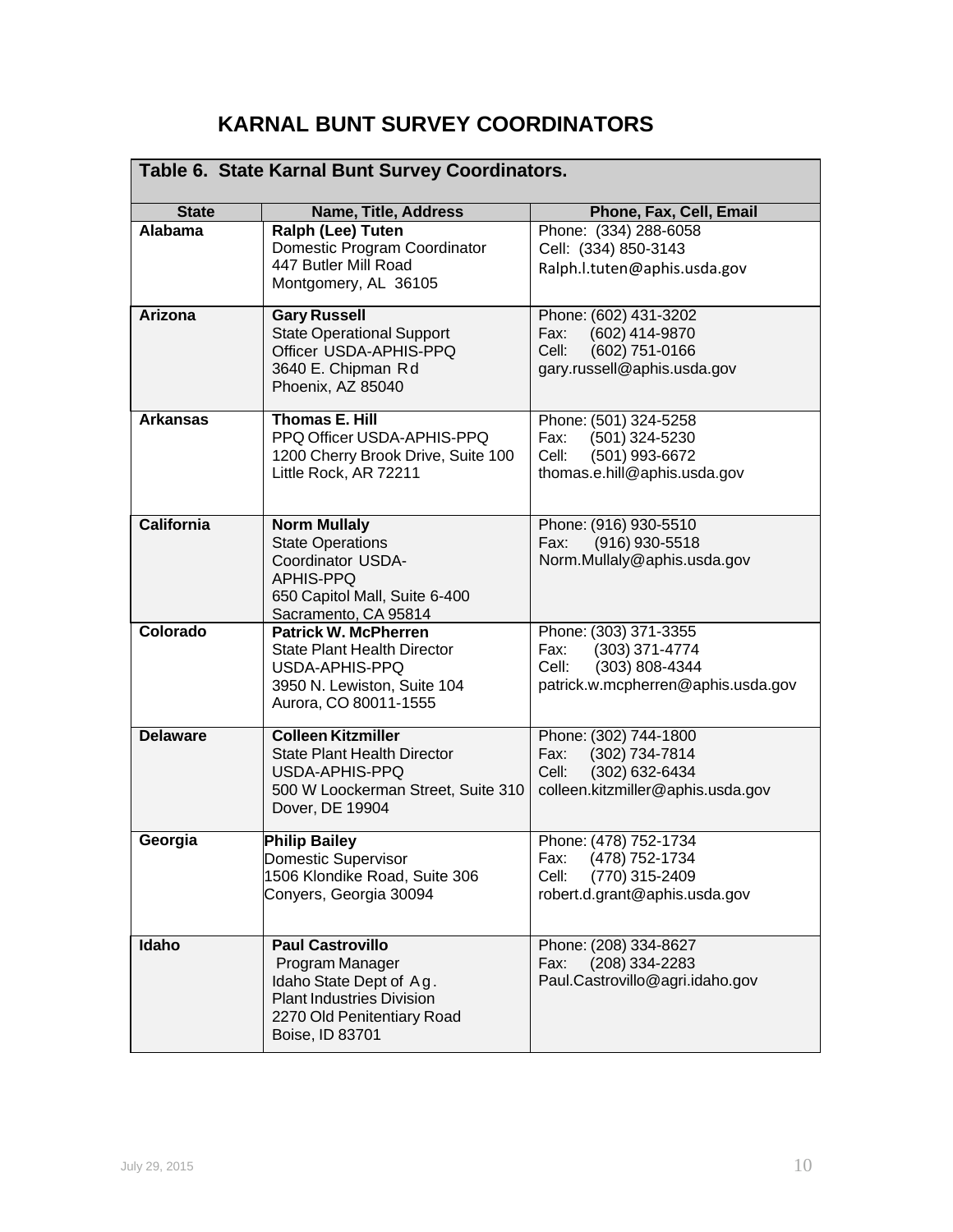# KARNAL BUNT SURVEY COORDINATORS

**Table 6. State Karnal Bunt Survey Coordinators.**

| State | Name, Title, Address | Phone, Fax, Cell, Email |
|---|---|---|
| **Alabama** | **Ralph (Lee) Tuten**<br>Domestic Program Coordinator<br>447 Butler Mill Road<br>Montgomery, AL 36105 | Phone: (334) 288-6058<br>Cell: (334) 850-3143<br>Ralph.l.tuten@aphis.usda.gov |
| **Arizona** | **Gary Russell**<br>State Operational Support Officer USDA-APHIS-PPQ<br>3640 E. Chipman Rd<br>Phoenix, AZ 85040 | Phone: (602) 431-3202<br>Fax: (602) 414-9870<br>Cell: (602) 751-0166<br>gary.russell@aphis.usda.gov |
| **Arkansas** | **Thomas E. Hill**<br>PPQ Officer USDA-APHIS-PPQ<br>1200 Cherry Brook Drive, Suite 100<br>Little Rock, AR 72211 | Phone: (501) 324-5258<br>Fax: (501) 324-5230<br>Cell: (501) 993-6672<br>thomas.e.hill@aphis.usda.gov |
| **California** | **Norm Mullaly**<br>State Operations Coordinator USDA-APHIS-PPQ<br>650 Capitol Mall, Suite 6-400<br>Sacramento, CA 95814 | Phone: (916) 930-5510<br>Fax: (916) 930-5518<br>Norm.Mullaly@aphis.usda.gov |
| **Colorado** | **Patrick W. McPherren**<br>State Plant Health Director<br>USDA-APHIS-PPQ<br>3950 N. Lewiston, Suite 104<br>Aurora, CO 80011-1555 | Phone: (303) 371-3355<br>Fax: (303) 371-4774<br>Cell: (303) 808-4344<br>patrick.w.mcpherren@aphis.usda.gov |
| **Delaware** | **Colleen Kitzmiller**<br>State Plant Health Director<br>USDA-APHIS-PPQ<br>500 W Loockerman Street, Suite 310<br>Dover, DE 19904 | Phone: (302) 744-1800<br>Fax: (302) 734-7814<br>Cell: (302) 632-6434<br>colleen.kitzmiller@aphis.usda.gov |
| **Georgia** | **Philip Bailey**<br>Domestic Supervisor<br>1506 Klondike Road, Suite 306<br>Conyers, Georgia 30094 | Phone: (478) 752-1734<br>Fax: (478) 752-1734<br>Cell: (770) 315-2409<br>robert.d.grant@aphis.usda.gov |
| **Idaho** | **Paul Castrovillo**<br>Program Manager<br>Idaho State Dept of Ag.<br>Plant Industries Division<br>2270 Old Penitentiary Road<br>Boise, ID 83701 | Phone: (208) 334-8627<br>Fax: (208) 334-2283<br>Paul.Castrovillo@agri.idaho.gov |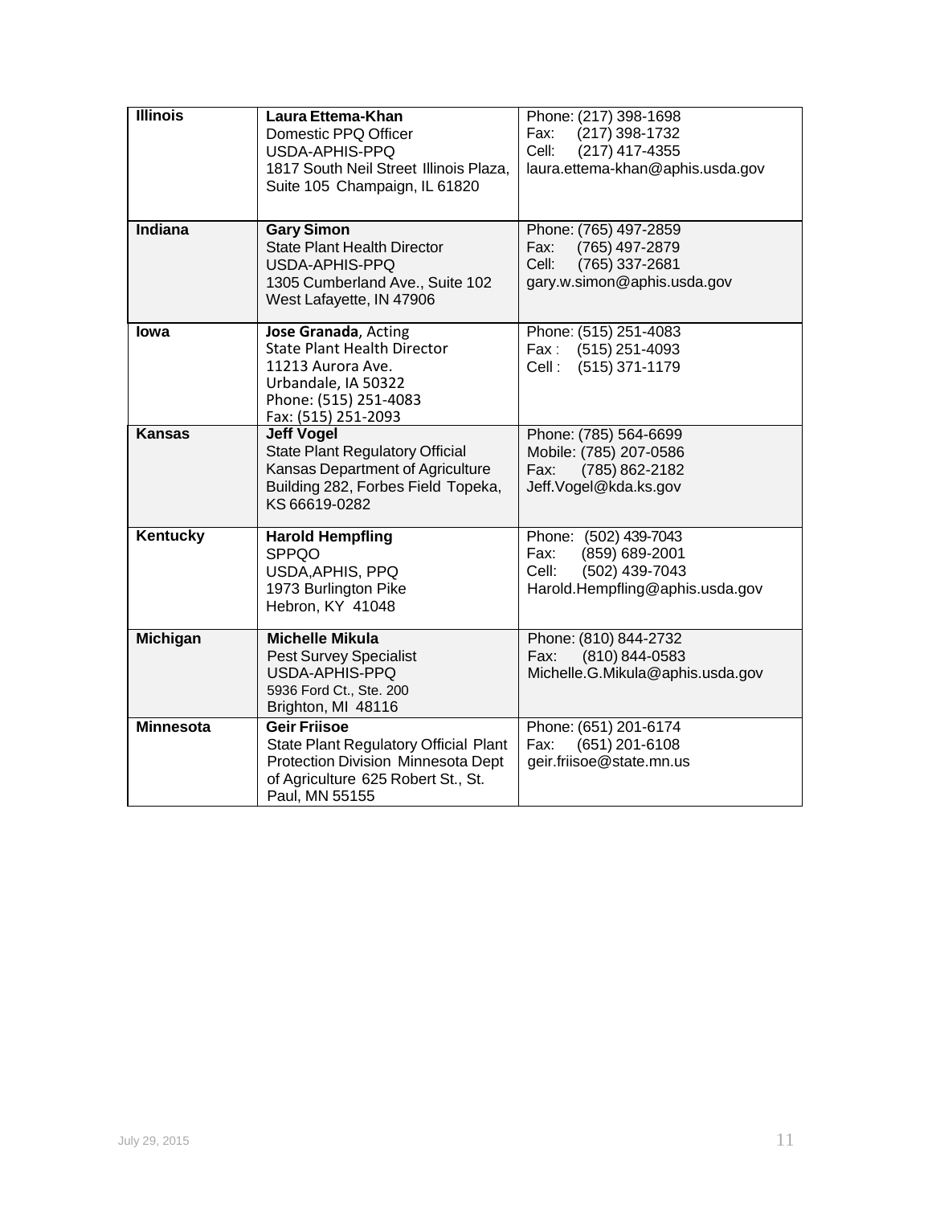| | | |
|---|---|---|
| **Illinois** | **Laura Ettema-Khan**<br>Domestic PPQ Officer<br>USDA-APHIS-PPQ<br>1817 South Neil Street Illinois Plaza, Suite 105 Champaign, IL 61820 | Phone: (217) 398-1698<br>Fax: (217) 398-1732<br>Cell: (217) 417-4355<br>laura.ettema-khan@aphis.usda.gov |
| **Indiana** | **Gary Simon**<br>State Plant Health Director<br>USDA-APHIS-PPQ<br>1305 Cumberland Ave., Suite 102<br>West Lafayette, IN 47906 | Phone: (765) 497-2859<br>Fax: (765) 497-2879<br>Cell: (765) 337-2681<br>gary.w.simon@aphis.usda.gov |
| **Iowa** | **Jose Granada**, Acting<br>State Plant Health Director<br>11213 Aurora Ave.<br>Urbandale, IA 50322<br>Phone: (515) 251-4083<br>Fax: (515) 251-2093 | Phone: (515) 251-4083<br>Fax : (515) 251-4093<br>Cell : (515) 371-1179 |
| **Kansas** | **Jeff Vogel**<br>State Plant Regulatory Official<br>Kansas Department of Agriculture<br>Building 282, Forbes Field Topeka, KS 66619-0282 | Phone: (785) 564-6699<br>Mobile: (785) 207-0586<br>Fax: (785) 862-2182<br>Jeff.Vogel@kda.ks.gov |
| **Kentucky** | **Harold Hempfling**<br>SPPQO<br>USDA,APHIS, PPQ<br>1973 Burlington Pike<br>Hebron, KY 41048 | Phone: (502) 439-7043<br>Fax: (859) 689-2001<br>Cell: (502) 439-7043<br>Harold.Hempfling@aphis.usda.gov |
| **Michigan** | **Michelle Mikula**<br>Pest Survey Specialist<br>USDA-APHIS-PPQ<br>5936 Ford Ct., Ste. 200<br>Brighton, MI 48116 | Phone: (810) 844-2732<br>Fax: (810) 844-0583<br>Michelle.G.Mikula@aphis.usda.gov |
| **Minnesota** | **Geir Friisoe**<br>State Plant Regulatory Official Plant Protection Division Minnesota Dept of Agriculture 625 Robert St., St. Paul, MN 55155 | Phone: (651) 201-6174<br>Fax: (651) 201-6108<br>geir.friisoe@state.mn.us |

July 29, 2015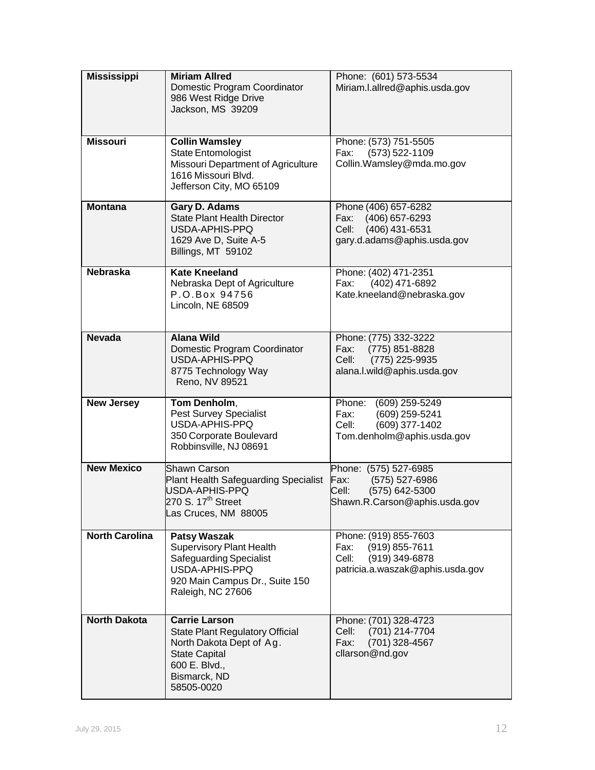| **Mississippi** | **Miriam Allred**<br>Domestic Program Coordinator<br>986 West Ridge Drive<br>Jackson, MS 39209 | Phone: (601) 573-5534<br>Miriam.l.allred@aphis.usda.gov |
|---|---|---|
| **Missouri** | **Collin Wamsley**<br>State Entomologist<br>Missouri Department of Agriculture<br>1616 Missouri Blvd.<br>Jefferson City, MO 65109 | Phone: (573) 751-5505<br>Fax: (573) 522-1109<br>Collin.Wamsley@mda.mo.gov |
| **Montana** | **Gary D. Adams**<br>State Plant Health Director<br>USDA-APHIS-PPQ<br>1629 Ave D, Suite A-5<br>Billings, MT 59102 | Phone (406) 657-6282<br>Fax: (406) 657-6293<br>Cell: (406) 431-6531<br>gary.d.adams@aphis.usda.gov |
| **Nebraska** | **Kate Kneeland**<br>Nebraska Dept of Agriculture<br>P.O.Box 94756<br>Lincoln, NE 68509 | Phone: (402) 471-2351<br>Fax: (402) 471-6892<br>Kate.kneeland@nebraska.gov |
| **Nevada** | **Alana Wild**<br>Domestic Program Coordinator<br>USDA-APHIS-PPQ<br>8775 Technology Way<br>Reno, NV 89521 | Phone: (775) 332-3222<br>Fax: (775) 851-8828<br>Cell: (775) 225-9935<br>alana.l.wild@aphis.usda.gov |
| **New Jersey** | **Tom Denholm**,<br>Pest Survey Specialist<br>USDA-APHIS-PPQ<br>350 Corporate Boulevard<br>Robbinsville, NJ 08691 | Phone: (609) 259-5249<br>Fax: (609) 259-5241<br>Cell: (609) 377-1402<br>Tom.denholm@aphis.usda.gov |
| **New Mexico** | Shawn Carson<br>Plant Health Safeguarding Specialist<br>USDA-APHIS-PPQ<br>270 S. 17th Street<br>Las Cruces, NM 88005 | Phone: (575) 527-6985<br>Fax: (575) 527-6986<br>Cell: (575) 642-5300<br>Shawn.R.Carson@aphis.usda.gov |
| **North Carolina** | **Patsy Waszak**<br>Supervisory Plant Health Safeguarding Specialist<br>USDA-APHIS-PPQ<br>920 Main Campus Dr., Suite 150<br>Raleigh, NC 27606 | Phone: (919) 855-7603<br>Fax: (919) 855-7611<br>Cell: (919) 349-6878<br>patricia.a.waszak@aphis.usda.gov |
| **North Dakota** | **Carrie Larson**<br>State Plant Regulatory Official<br>North Dakota Dept of Ag.<br>State Capital<br>600 E. Blvd.,<br>Bismarck, ND<br>58505-0020 | Phone: (701) 328-4723<br>Cell: (701) 214-7704<br>Fax: (701) 328-4567<br>cllarson@nd.gov |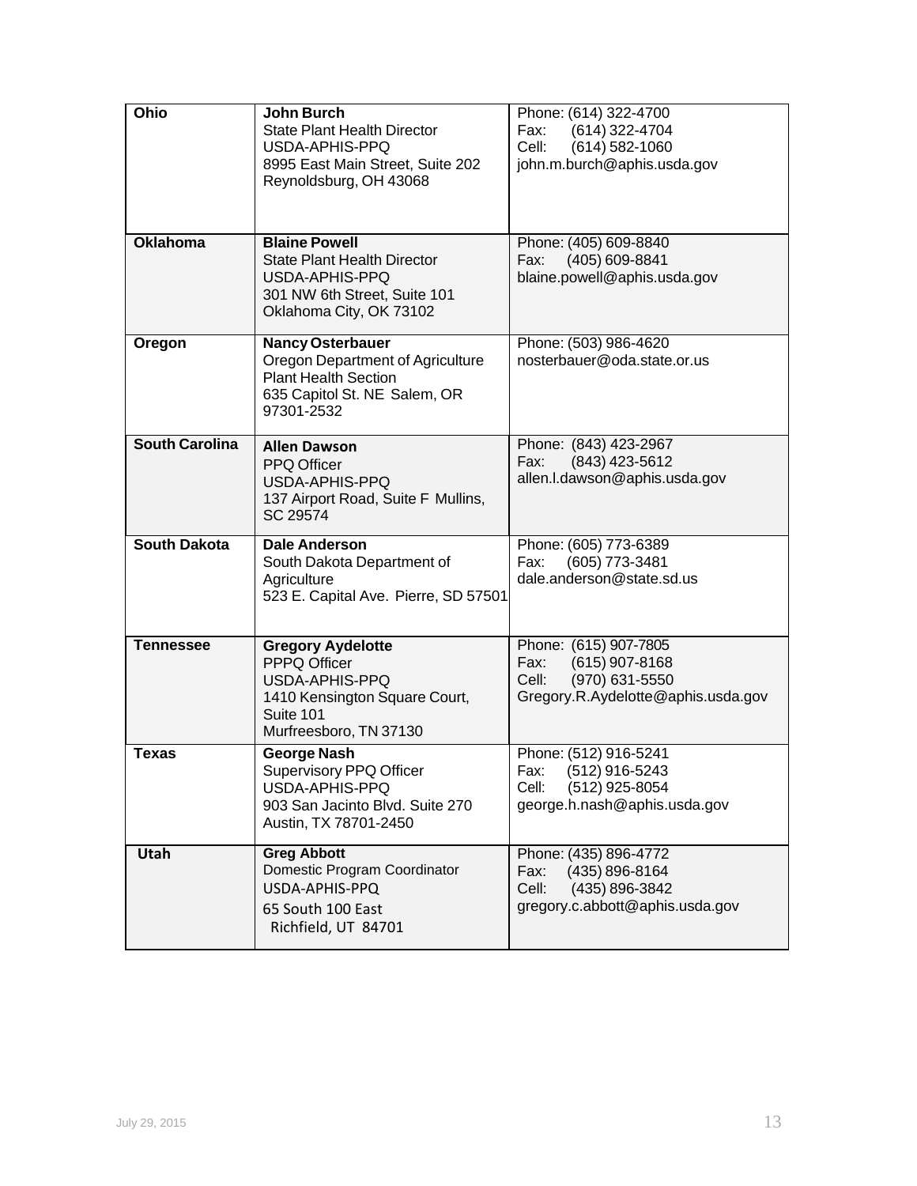| | | |
|---|---|---|
| **Ohio** | **John Burch**<br>State Plant Health Director<br>USDA-APHIS-PPQ<br>8995 East Main Street, Suite 202<br>Reynoldsburg, OH 43068 | Phone: (614) 322-4700<br>Fax: (614) 322-4704<br>Cell: (614) 582-1060<br>john.m.burch@aphis.usda.gov |
| **Oklahoma** | **Blaine Powell**<br>State Plant Health Director<br>USDA-APHIS-PPQ<br>301 NW 6th Street, Suite 101<br>Oklahoma City, OK 73102 | Phone: (405) 609-8840<br>Fax: (405) 609-8841<br>blaine.powell@aphis.usda.gov |
| **Oregon** | **Nancy Osterbauer**<br>Oregon Department of Agriculture<br>Plant Health Section<br>635 Capitol St. NE Salem, OR 97301-2532 | Phone: (503) 986-4620<br>nosterbauer@oda.state.or.us |
| **South Carolina** | **Allen Dawson**<br>PPQ Officer<br>USDA-APHIS-PPQ<br>137 Airport Road, Suite F Mullins, SC 29574 | Phone: (843) 423-2967<br>Fax: (843) 423-5612<br>allen.l.dawson@aphis.usda.gov |
| **South Dakota** | **Dale Anderson**<br>South Dakota Department of Agriculture<br>523 E. Capital Ave. Pierre, SD 57501 | Phone: (605) 773-6389<br>Fax: (605) 773-3481<br>dale.anderson@state.sd.us |
| **Tennessee** | **Gregory Aydelotte**<br>PPPQ Officer<br>USDA-APHIS-PPQ<br>1410 Kensington Square Court, Suite 101<br>Murfreesboro, TN 37130 | Phone: (615) 907-7805<br>Fax: (615) 907-8168<br>Cell: (970) 631-5550<br>Gregory.R.Aydelotte@aphis.usda.gov |
| **Texas** | **George Nash**<br>Supervisory PPQ Officer<br>USDA-APHIS-PPQ<br>903 San Jacinto Blvd. Suite 270<br>Austin, TX 78701-2450 | Phone: (512) 916-5241<br>Fax: (512) 916-5243<br>Cell: (512) 925-8054<br>george.h.nash@aphis.usda.gov |
| **Utah** | **Greg Abbott**<br>Domestic Program Coordinator<br>USDA-APHIS-PPQ<br>65 South 100 East<br>Richfield, UT 84701 | Phone: (435) 896-4772<br>Fax: (435) 896-8164<br>Cell: (435) 896-3842<br>gregory.c.abbott@aphis.usda.gov |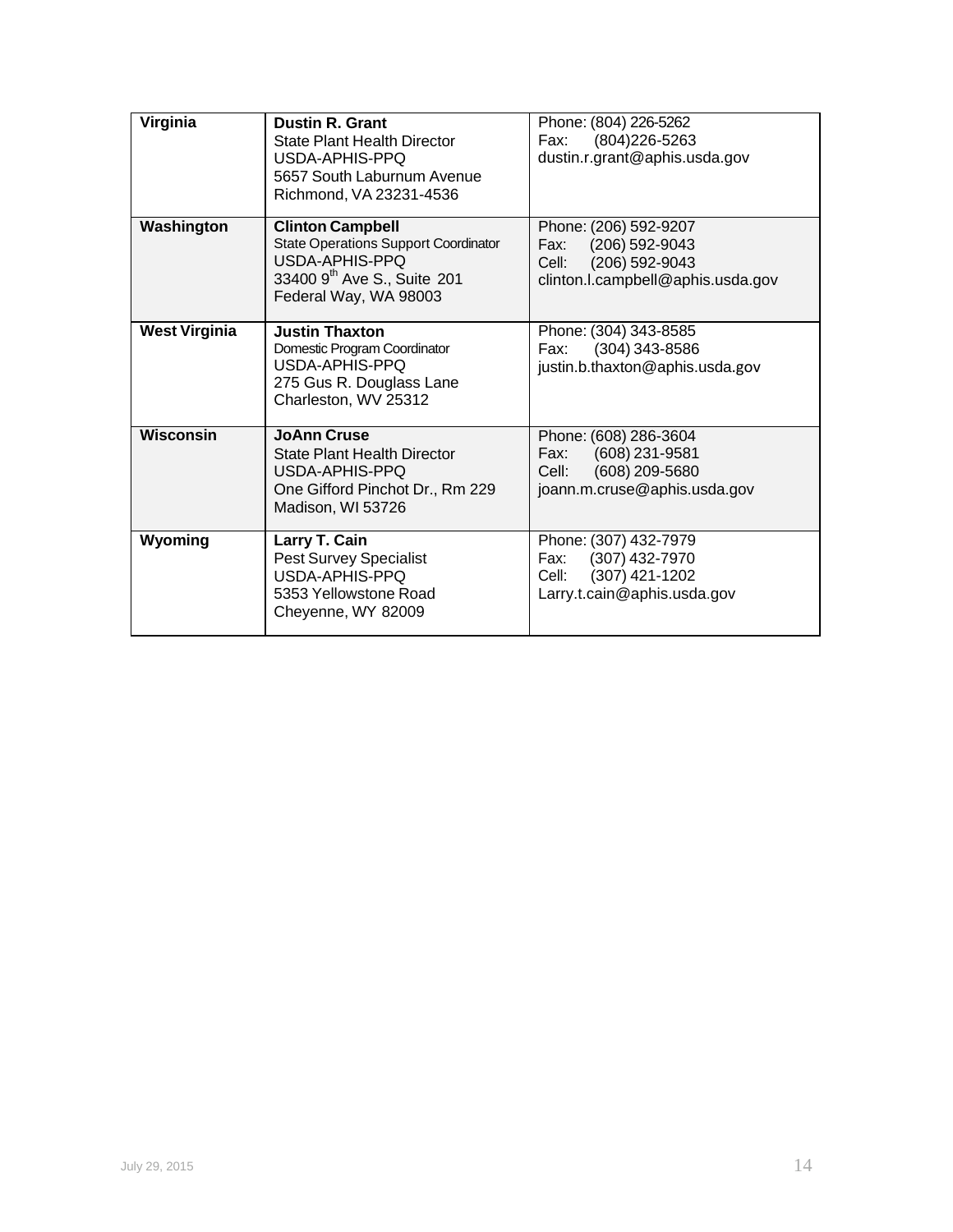| | | |
|---|---|---|
| **Virginia** | **Dustin R. Grant**<br>State Plant Health Director<br>USDA-APHIS-PPQ<br>5657 South Laburnum Avenue<br>Richmond, VA 23231-4536 | Phone: (804) 226-5262<br>Fax: (804)226-5263<br>dustin.r.grant@aphis.usda.gov |
| **Washington** | **Clinton Campbell**<br>State Operations Support Coordinator<br>USDA-APHIS-PPQ<br>33400 9th Ave S., Suite 201<br>Federal Way, WA 98003 | Phone: (206) 592-9207<br>Fax: (206) 592-9043<br>Cell: (206) 592-9043<br>clinton.l.campbell@aphis.usda.gov |
| **West Virginia** | **Justin Thaxton**<br>Domestic Program Coordinator<br>USDA-APHIS-PPQ<br>275 Gus R. Douglass Lane<br>Charleston, WV 25312 | Phone: (304) 343-8585<br>Fax: (304) 343-8586<br>justin.b.thaxton@aphis.usda.gov |
| **Wisconsin** | **JoAnn Cruse**<br>State Plant Health Director<br>USDA-APHIS-PPQ<br>One Gifford Pinchot Dr., Rm 229<br>Madison, WI 53726 | Phone: (608) 286-3604<br>Fax: (608) 231-9581<br>Cell: (608) 209-5680<br>joann.m.cruse@aphis.usda.gov |
| **Wyoming** | **Larry T. Cain**<br>Pest Survey Specialist<br>USDA-APHIS-PPQ<br>5353 Yellowstone Road<br>Cheyenne, WY 82009 | Phone: (307) 432-7979<br>Fax: (307) 432-7970<br>Cell: (307) 421-1202<br>Larry.t.cain@aphis.usda.gov |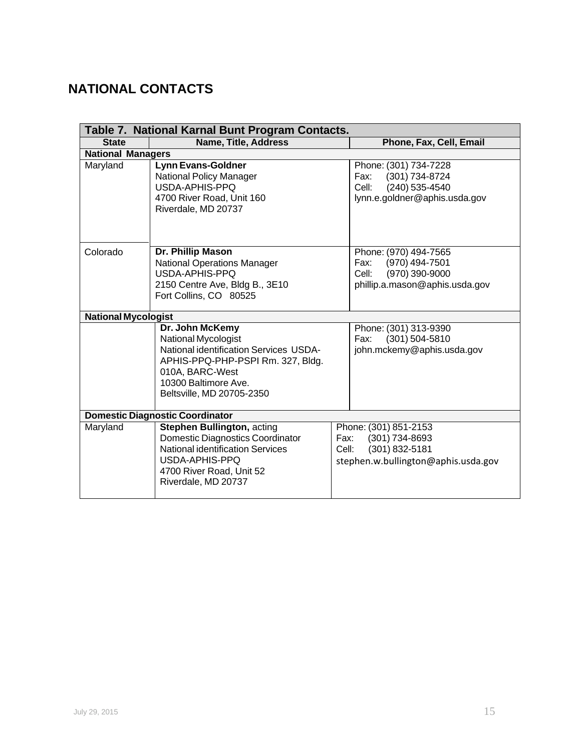## NATIONAL CONTACTS

| Table 7. National Karnal Bunt Program Contacts. | | |
|---|---|---|
| **State** | **Name, Title, Address** | **Phone, Fax, Cell, Email** |
| **National Managers** | | |
| Maryland | **Lynn Evans-Goldner**<br>National Policy Manager<br>USDA-APHIS-PPQ<br>4700 River Road, Unit 160<br>Riverdale, MD 20737 | Phone: (301) 734-7228<br>Fax: (301) 734-8724<br>Cell: (240) 535-4540<br>lynn.e.goldner@aphis.usda.gov |
| Colorado | **Dr. Phillip Mason**<br>National Operations Manager<br>USDA-APHIS-PPQ<br>2150 Centre Ave, Bldg B., 3E10<br>Fort Collins, CO 80525 | Phone: (970) 494-7565<br>Fax: (970) 494-7501<br>Cell: (970) 390-9000<br>phillip.a.mason@aphis.usda.gov |
| **National Mycologist** | | |
| | **Dr. John McKemy**<br>National Mycologist<br>National identification Services USDA-APHIS-PPQ-PHP-PSPI Rm. 327, Bldg. 010A, BARC-West<br>10300 Baltimore Ave.<br>Beltsville, MD 20705-2350 | Phone: (301) 313-9390<br>Fax: (301) 504-5810<br>john.mckemy@aphis.usda.gov |
| **Domestic Diagnostic Coordinator** | | |
| Maryland | **Stephen Bullington,** acting<br>Domestic Diagnostics Coordinator<br>National identification Services<br>USDA-APHIS-PPQ<br>4700 River Road, Unit 52<br>Riverdale, MD 20737 | Phone: (301) 851-2153<br>Fax: (301) 734-8693<br>Cell: (301) 832-5181<br>stephen.w.bullington@aphis.usda.gov |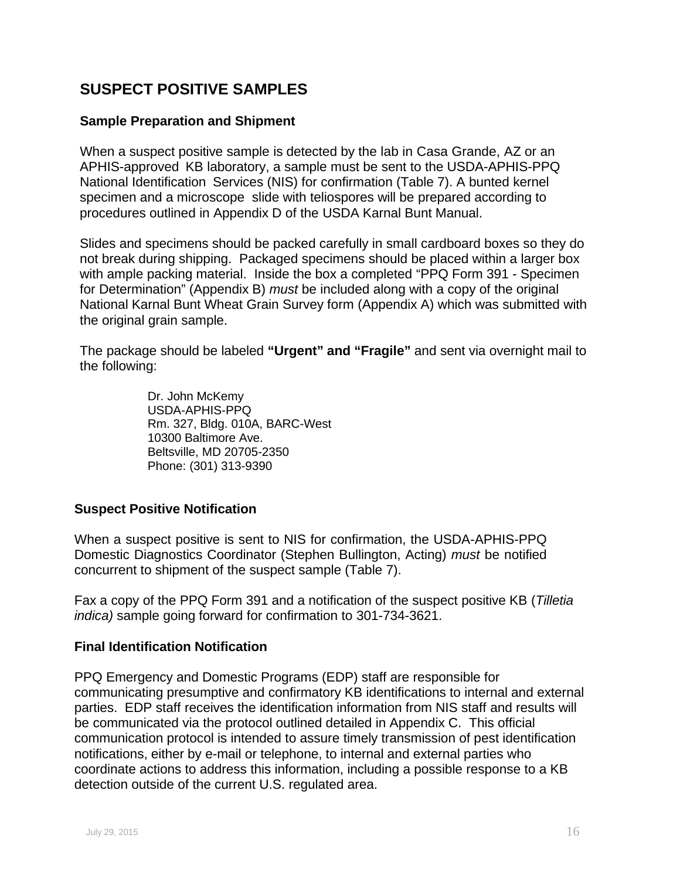# SUSPECT POSITIVE SAMPLES

### Sample Preparation and Shipment

When a suspect positive sample is detected by the lab in Casa Grande, AZ or an APHIS-approved KB laboratory, a sample must be sent to the USDA-APHIS-PPQ National Identification Services (NIS) for confirmation (Table 7). A bunted kernel specimen and a microscope slide with teliospores will be prepared according to procedures outlined in Appendix D of the USDA Karnal Bunt Manual.

Slides and specimens should be packed carefully in small cardboard boxes so they do not break during shipping. Packaged specimens should be placed within a larger box with ample packing material. Inside the box a completed "PPQ Form 391 - Specimen for Determination" (Appendix B) *must* be included along with a copy of the original National Karnal Bunt Wheat Grain Survey form (Appendix A) which was submitted with the original grain sample.

The package should be labeled **"Urgent" and "Fragile"** and sent via overnight mail to the following:

Dr. John McKemy
USDA-APHIS-PPQ
Rm. 327, Bldg. 010A, BARC-West
10300 Baltimore Ave.
Beltsville, MD 20705-2350
Phone: (301) 313-9390

### Suspect Positive Notification

When a suspect positive is sent to NIS for confirmation, the USDA-APHIS-PPQ Domestic Diagnostics Coordinator (Stephen Bullington, Acting) *must* be notified concurrent to shipment of the suspect sample (Table 7).

Fax a copy of the PPQ Form 391 and a notification of the suspect positive KB (*Tilletia indica)* sample going forward for confirmation to 301-734-3621.

### Final Identification Notification

PPQ Emergency and Domestic Programs (EDP) staff are responsible for communicating presumptive and confirmatory KB identifications to internal and external parties. EDP staff receives the identification information from NIS staff and results will be communicated via the protocol outlined detailed in Appendix C. This official communication protocol is intended to assure timely transmission of pest identification notifications, either by e-mail or telephone, to internal and external parties who coordinate actions to address this information, including a possible response to a KB detection outside of the current U.S. regulated area.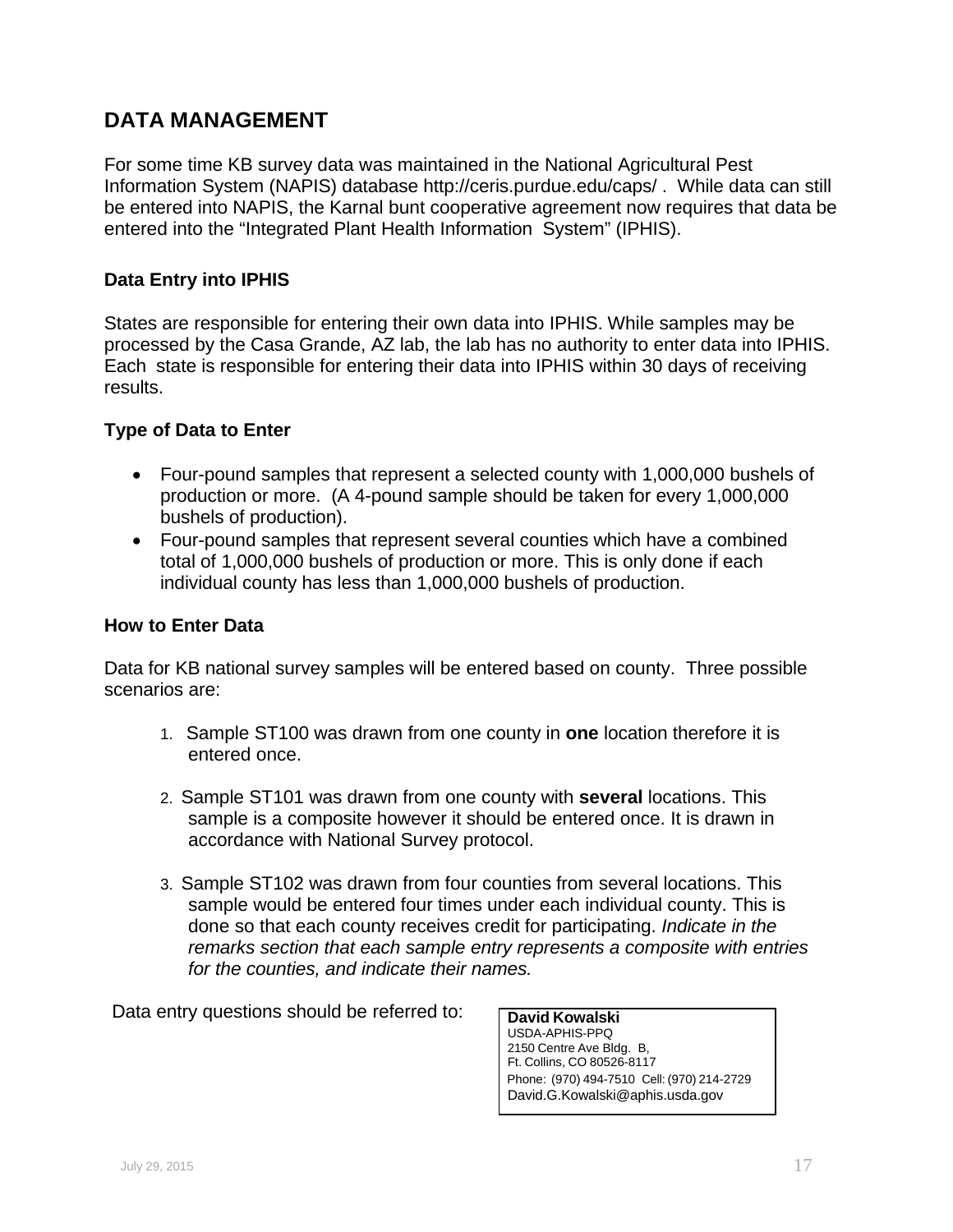## DATA MANAGEMENT

For some time KB survey data was maintained in the National Agricultural Pest Information System (NAPIS) database http://ceris.purdue.edu/caps/ . While data can still be entered into NAPIS, the Karnal bunt cooperative agreement now requires that data be entered into the "Integrated Plant Health Information System" (IPHIS).

### Data Entry into IPHIS

States are responsible for entering their own data into IPHIS. While samples may be processed by the Casa Grande, AZ lab, the lab has no authority to enter data into IPHIS. Each state is responsible for entering their data into IPHIS within 30 days of receiving results.

### Type of Data to Enter

- Four-pound samples that represent a selected county with 1,000,000 bushels of production or more. (A 4-pound sample should be taken for every 1,000,000 bushels of production).
- Four-pound samples that represent several counties which have a combined total of 1,000,000 bushels of production or more. This is only done if each individual county has less than 1,000,000 bushels of production.

### How to Enter Data

Data for KB national survey samples will be entered based on county. Three possible scenarios are:

1. Sample ST100 was drawn from one county in **one** location therefore it is entered once.
2. Sample ST101 was drawn from one county with **several** locations. This sample is a composite however it should be entered once. It is drawn in accordance with National Survey protocol.
3. Sample ST102 was drawn from four counties from several locations. This sample would be entered four times under each individual county. This is done so that each county receives credit for participating. *Indicate in the remarks section that each sample entry represents a composite with entries for the counties, and indicate their names.*

Data entry questions should be referred to:

**David Kowalski**
USDA-APHIS-PPQ
2150 Centre Ave Bldg. B,
Ft. Collins, CO 80526-8117
Phone: (970) 494-7510 Cell: (970) 214-2729
David.G.Kowalski@aphis.usda.gov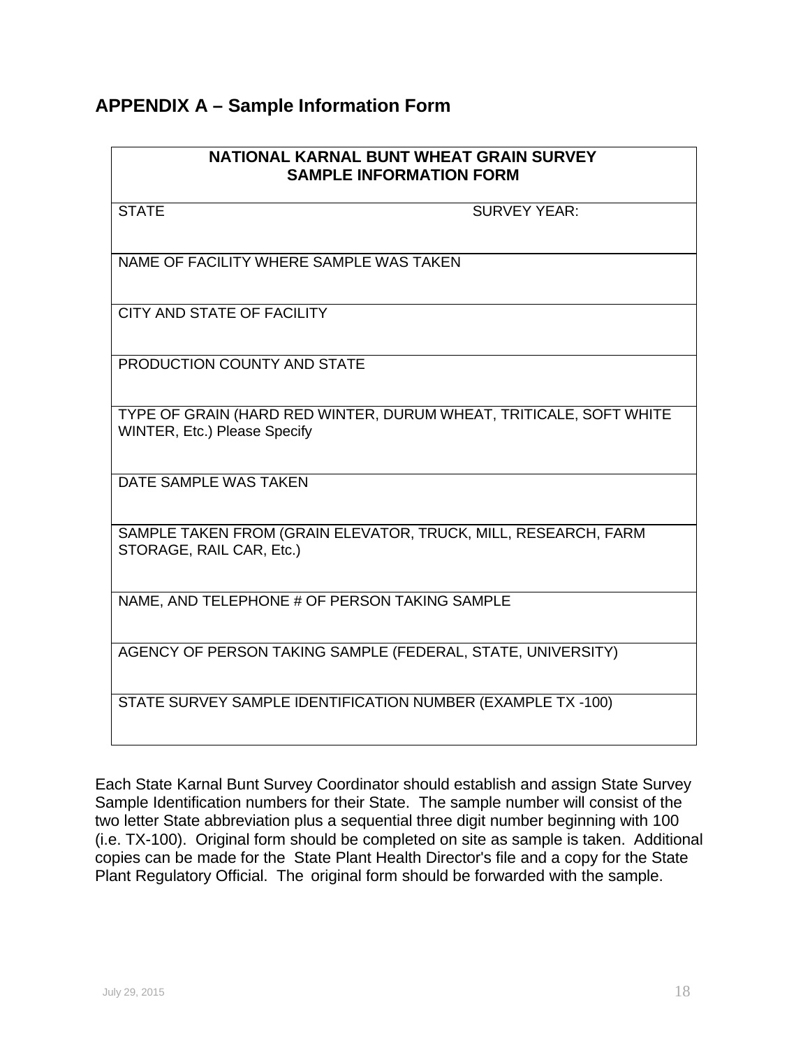## APPENDIX A – Sample Information Form

| NATIONAL KARNAL BUNT WHEAT GRAIN SURVEY<br>SAMPLE INFORMATION FORM | |
|---|---|
| STATE | SURVEY YEAR: |
| NAME OF FACILITY WHERE SAMPLE WAS TAKEN | |
| CITY AND STATE OF FACILITY | |
| PRODUCTION COUNTY AND STATE | |
| TYPE OF GRAIN (HARD RED WINTER, DURUM WHEAT, TRITICALE, SOFT WHITE WINTER, Etc.) Please Specify | |
| DATE SAMPLE WAS TAKEN | |
| SAMPLE TAKEN FROM (GRAIN ELEVATOR, TRUCK, MILL, RESEARCH, FARM STORAGE, RAIL CAR, Etc.) | |
| NAME, AND TELEPHONE # OF PERSON TAKING SAMPLE | |
| AGENCY OF PERSON TAKING SAMPLE (FEDERAL, STATE, UNIVERSITY) | |
| STATE SURVEY SAMPLE IDENTIFICATION NUMBER (EXAMPLE TX -100) | |

Each State Karnal Bunt Survey Coordinator should establish and assign State Survey Sample Identification numbers for their State. The sample number will consist of the two letter State abbreviation plus a sequential three digit number beginning with 100 (i.e. TX-100). Original form should be completed on site as sample is taken. Additional copies can be made for the State Plant Health Director's file and a copy for the State Plant Regulatory Official. The original form should be forwarded with the sample.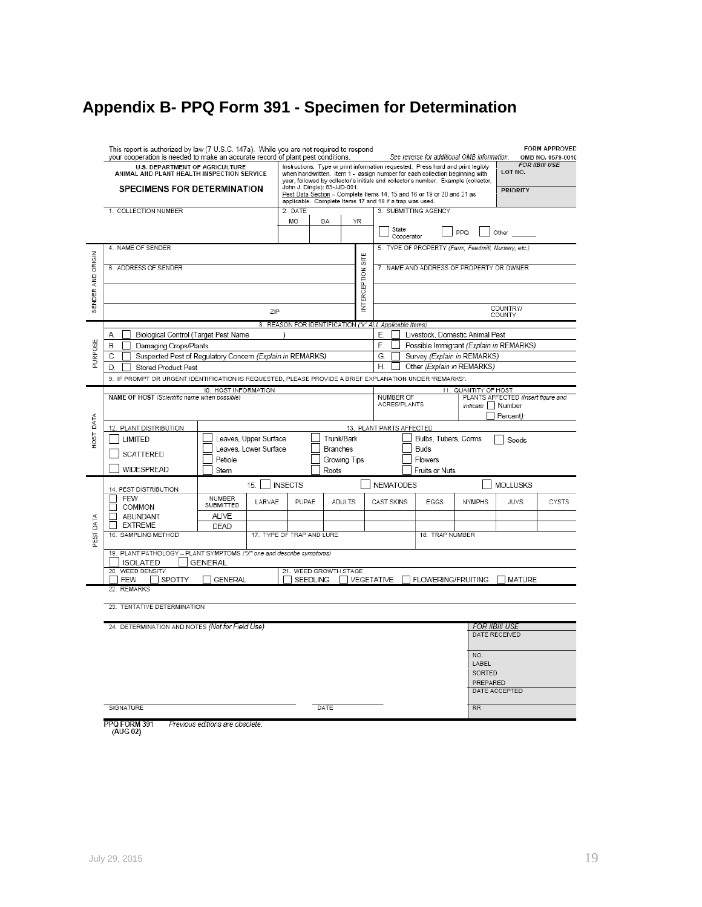## Appendix B- PPQ Form 391 - Specimen for Determination

This report is authorized by law (7 U.S.C. 147a). While you are not required to respond your cooperation is needed to make an accurate record of plant pest conditions.

*See reverse for additional OMB information.*

**FORM APPROVED**
**OMB NO. 0579-0010**

**U.S. DEPARTMENT OF AGRICULTURE**
**ANIMAL AND PLANT HEALTH INSPECTION SERVICE**

**SPECIMENS FOR DETERMINATION**

Instructions: Type or print information requested. Press hard and print legibly when handwritten. Item 1 - assign number for each collection beginning with year, followed by collector's initials and collector's number. Example (collector, John J. Dingle): 83-JJD-001.
Pest Data Section – Complete Items 14, 15 and 16 or 19 or 20 and 21 as applicable. Complete Items 17 and 18 if a trap was used.

*FOR IIBIII USE*
LOT NO.
PRIORITY

| 1. COLLECTION NUMBER | 2. DATE MO / DA / YR | 3. SUBMITTING AGENCY ☐ State Cooperator ☐ PPQ ☐ Other ______ |
|---|---|---|

**SENDER AND ORIGIN**

| 4. NAME OF SENDER | INTERCEPTION SITE | 5. TYPE OF PROPERTY *(Farm, Feedmill, Nursery, etc.)* |
|---|---|---|
| 6. ADDRESS OF SENDER | | 7. NAME AND ADDRESS OF PROPERTY OR OWNER |
| ZIP | | COUNTRY/ COUNTY |

**PURPOSE**

8. REASON FOR IDENTIFICATION *("x" ALL Applicable Items)*

| | |
|---|---|
| A. ☐ Biological Control (Target Pest Name ) | E. ☐ Livestock, Domestic Animal Pest |
| B. ☐ Damaging Crops/Plants | F. ☐ Possible Immigrant *(Explain in REMARKS)* |
| C. ☐ Suspected Pest of Regulatory Concern *(Explain in REMARKS)* | G. ☐ Survey *(Explain in REMARKS)* |
| D. ☐ Stored Product Pest | H. ☐ Other *(Explain in REMARKS)* |

9. IF PROMPT OR URGENT IDENTIFICATION IS REQUESTED, PLEASE PROVIDE A BRIEF EXPLANATION UNDER "REMARKS".

**HOST DATA**

| 10. HOST INFORMATION | | 11. QUANTITY OF HOST | |
|---|---|---|---|
| **NAME OF HOST** *(Scientific name when possible)* | | NUMBER OF ACRES/PLANTS | PLANTS AFFECTED *(Insert figure and indicate* ☐ Number ☐ Percent*)*: |

| 12. PLANT DISTRIBUTION | 13. PLANT PARTS AFFECTED | | | |
|---|---|---|---|---|
| ☐ LIMITED | ☐ Leaves, Upper Surface | ☐ Trunk/Bark | ☐ Bulbs, Tubers, Corms | ☐ Seeds |
| ☐ SCATTERED | ☐ Leaves, Lower Surface | ☐ Branches | ☐ Buds | |
| | ☐ Petiole | ☐ Growing Tips | ☐ Flowers | |
| ☐ WIDESPREAD | ☐ Stem | ☐ Roots | ☐ Fruits or Nuts | |

**PEST DATA**

| 14. PEST DISTRIBUTION | 15. ☐ INSECTS | | | | ☐ NEMATODES | | | ☐ MOLLUSKS | |
|---|---|---|---|---|---|---|---|---|---|
| ☐ FEW ☐ COMMON | NUMBER SUBMITTED | LARVAE | PUPAE | ADULTS | CAST SKINS | EGGS | NYMPHS | JUVS. | CYSTS |
| ☐ ABUNDANT | ALIVE | | | | | | | | |
| ☐ EXTREME | DEAD | | | | | | | | |

| 16. SAMPLING METHOD | 17. TYPE OF TRAP AND LURE | 18. TRAP NUMBER |
|---|---|---|

19. PLANT PATHOLOGY – PLANT SYMPTOMS *("X" one and describe symptoms)*
☐ ISOLATED ☐ GENERAL

| 20. WEED DENSITY | 21. WEED GROWTH STAGE |
|---|---|
| ☐ FEW ☐ SPOTTY ☐ GENERAL | ☐ SEEDLING ☐ VEGETATIVE ☐ FLOWERING/FRUITING ☐ MATURE |

22. REMARKS

23. TENTATIVE DETERMINATION

24. DETERMINATION AND NOTES *(Not for Field Use)*

*FOR IIBIII USE*
DATE RECEIVED
NO.
LABEL
SORTED
PREPARED
DATE ACCEPTED
RR

SIGNATURE ______________________ DATE ______________

**PPQ FORM 391** *Previous editions are obsolete.*
**(AUG 02)**

July 29, 2015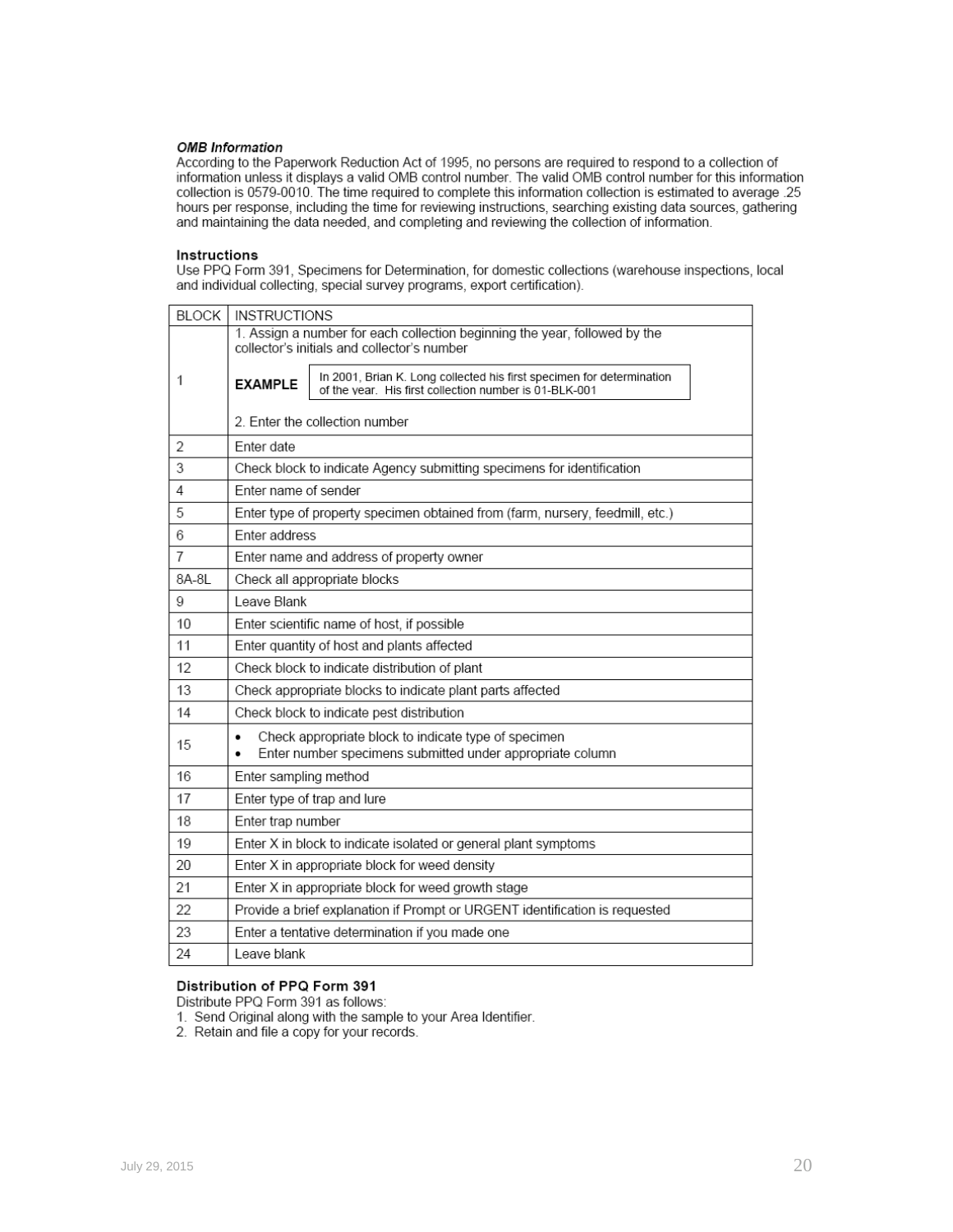***OMB Information***

According to the Paperwork Reduction Act of 1995, no persons are required to respond to a collection of information unless it displays a valid OMB control number. The valid OMB control number for this information collection is 0579-0010. The time required to complete this information collection is estimated to average .25 hours per response, including the time for reviewing instructions, searching existing data sources, gathering and maintaining the data needed, and completing and reviewing the collection of information.

**Instructions**

Use PPQ Form 391, Specimens for Determination, for domestic collections (warehouse inspections, local and individual collecting, special survey programs, export certification).

| BLOCK | INSTRUCTIONS |
|---|---|
| 1 | 1. Assign a number for each collection beginning the year, followed by the collector's initials and collector's number<br>**EXAMPLE** — In 2001, Brian K. Long collected his first specimen for determination of the year. His first collection number is 01-BLK-001<br>2. Enter the collection number |
| 2 | Enter date |
| 3 | Check block to indicate Agency submitting specimens for identification |
| 4 | Enter name of sender |
| 5 | Enter type of property specimen obtained from (farm, nursery, feedmill, etc.) |
| 6 | Enter address |
| 7 | Enter name and address of property owner |
| 8A-8L | Check all appropriate blocks |
| 9 | Leave Blank |
| 10 | Enter scientific name of host, if possible |
| 11 | Enter quantity of host and plants affected |
| 12 | Check block to indicate distribution of plant |
| 13 | Check appropriate blocks to indicate plant parts affected |
| 14 | Check block to indicate pest distribution |
| 15 | • Check appropriate block to indicate type of specimen<br>• Enter number specimens submitted under appropriate column |
| 16 | Enter sampling method |
| 17 | Enter type of trap and lure |
| 18 | Enter trap number |
| 19 | Enter X in block to indicate isolated or general plant symptoms |
| 20 | Enter X in appropriate block for weed density |
| 21 | Enter X in appropriate block for weed growth stage |
| 22 | Provide a brief explanation if Prompt or URGENT identification is requested |
| 23 | Enter a tentative determination if you made one |
| 24 | Leave blank |

**Distribution of PPQ Form 391**

Distribute PPQ Form 391 as follows:

1. Send Original along with the sample to your Area Identifier.
2. Retain and file a copy for your records.

July 29, 2015